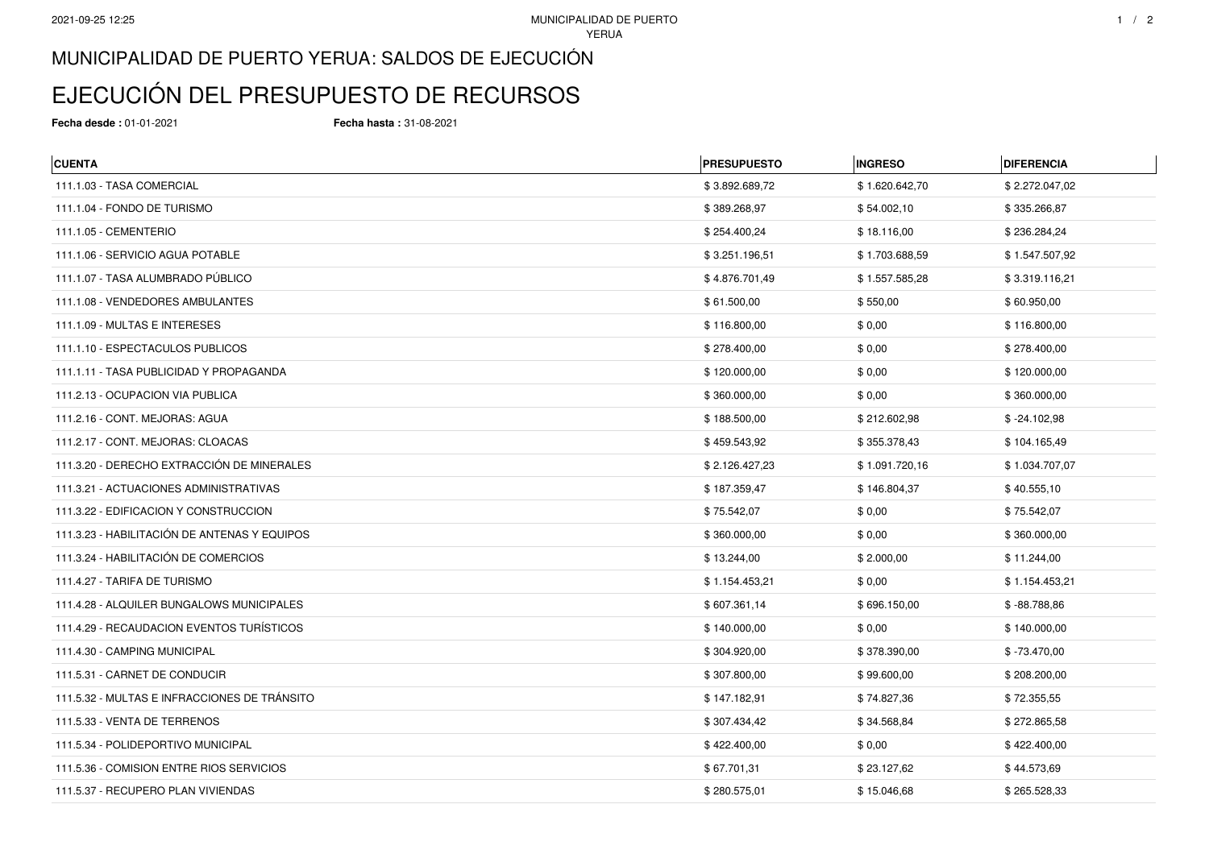# MUNICIPALIDAD DE PUERTO YERUA: SALDOS DE EJECUCIÓN

# EJECUCIÓN DEL PRESUPUESTO DE RECURSOS

**Fecha desde :** 01-01-2021 **Fecha hasta :** 31-08-2021

| CUENTA | PRESUPUESTO | INGRESO | DIFERENCIA |
|---|---|---|---|
| 111.1.03 - TASA COMERCIAL | $ 3.892.689,72 | $ 1.620.642,70 | $ 2.272.047,02 |
| 111.1.04 - FONDO DE TURISMO | $ 389.268,97 | $ 54.002,10 | $ 335.266,87 |
| 111.1.05 - CEMENTERIO | $ 254.400,24 | $ 18.116,00 | $ 236.284,24 |
| 111.1.06 - SERVICIO AGUA POTABLE | $ 3.251.196,51 | $ 1.703.688,59 | $ 1.547.507,92 |
| 111.1.07 - TASA ALUMBRADO PÚBLICO | $ 4.876.701,49 | $ 1.557.585,28 | $ 3.319.116,21 |
| 111.1.08 - VENDEDORES AMBULANTES | $ 61.500,00 | $ 550,00 | $ 60.950,00 |
| 111.1.09 - MULTAS E INTERESES | $ 116.800,00 | $ 0,00 | $ 116.800,00 |
| 111.1.10 - ESPECTACULOS PUBLICOS | $ 278.400,00 | $ 0,00 | $ 278.400,00 |
| 111.1.11 - TASA PUBLICIDAD Y PROPAGANDA | $ 120.000,00 | $ 0,00 | $ 120.000,00 |
| 111.2.13 - OCUPACION VIA PUBLICA | $ 360.000,00 | $ 0,00 | $ 360.000,00 |
| 111.2.16 - CONT. MEJORAS: AGUA | $ 188.500,00 | $ 212.602,98 | $ -24.102,98 |
| 111.2.17 - CONT. MEJORAS: CLOACAS | $ 459.543,92 | $ 355.378,43 | $ 104.165,49 |
| 111.3.20 - DERECHO EXTRACCIÓN DE MINERALES | $ 2.126.427,23 | $ 1.091.720,16 | $ 1.034.707,07 |
| 111.3.21 - ACTUACIONES ADMINISTRATIVAS | $ 187.359,47 | $ 146.804,37 | $ 40.555,10 |
| 111.3.22 - EDIFICACION Y CONSTRUCCION | $ 75.542,07 | $ 0,00 | $ 75.542,07 |
| 111.3.23 - HABILITACIÓN DE ANTENAS Y EQUIPOS | $ 360.000,00 | $ 0,00 | $ 360.000,00 |
| 111.3.24 - HABILITACIÓN DE COMERCIOS | $ 13.244,00 | $ 2.000,00 | $ 11.244,00 |
| 111.4.27 - TARIFA DE TURISMO | $ 1.154.453,21 | $ 0,00 | $ 1.154.453,21 |
| 111.4.28 - ALQUILER BUNGALOWS MUNICIPALES | $ 607.361,14 | $ 696.150,00 | $ -88.788,86 |
| 111.4.29 - RECAUDACION EVENTOS TURÍSTICOS | $ 140.000,00 | $ 0,00 | $ 140.000,00 |
| 111.4.30 - CAMPING MUNICIPAL | $ 304.920,00 | $ 378.390,00 | $ -73.470,00 |
| 111.5.31 - CARNET DE CONDUCIR | $ 307.800,00 | $ 99.600,00 | $ 208.200,00 |
| 111.5.32 - MULTAS E INFRACCIONES DE TRÁNSITO | $ 147.182,91 | $ 74.827,36 | $ 72.355,55 |
| 111.5.33 - VENTA DE TERRENOS | $ 307.434,42 | $ 34.568,84 | $ 272.865,58 |
| 111.5.34 - POLIDEPORTIVO MUNICIPAL | $ 422.400,00 | $ 0,00 | $ 422.400,00 |
| 111.5.36 - COMISION ENTRE RIOS SERVICIOS | $ 67.701,31 | $ 23.127,62 | $ 44.573,69 |
| 111.5.37 - RECUPERO PLAN VIVIENDAS | $ 280.575,01 | $ 15.046,68 | $ 265.528,33 |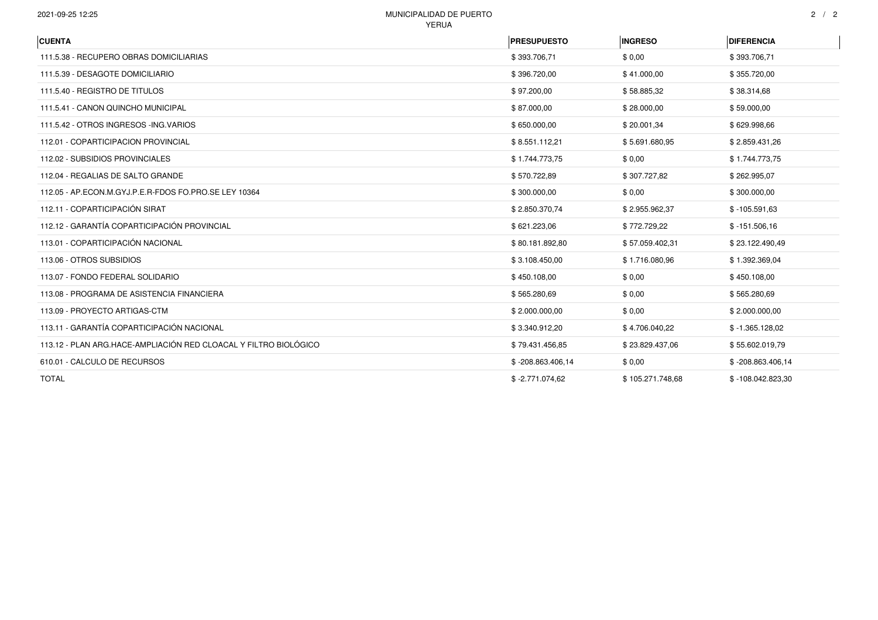| CUENTA | PRESUPUESTO | INGRESO | DIFERENCIA |
|---|---|---|---|
| 111.5.38 - RECUPERO OBRAS DOMICILIARIAS | $ 393.706,71 | $ 0,00 | $ 393.706,71 |
| 111.5.39 - DESAGOTE DOMICILIARIO | $ 396.720,00 | $ 41.000,00 | $ 355.720,00 |
| 111.5.40 - REGISTRO DE TITULOS | $ 97.200,00 | $ 58.885,32 | $ 38.314,68 |
| 111.5.41 - CANON QUINCHO MUNICIPAL | $ 87.000,00 | $ 28.000,00 | $ 59.000,00 |
| 111.5.42 - OTROS INGRESOS -ING.VARIOS | $ 650.000,00 | $ 20.001,34 | $ 629.998,66 |
| 112.01 - COPARTICIPACION PROVINCIAL | $ 8.551.112,21 | $ 5.691.680,95 | $ 2.859.431,26 |
| 112.02 - SUBSIDIOS PROVINCIALES | $ 1.744.773,75 | $ 0,00 | $ 1.744.773,75 |
| 112.04 - REGALIAS DE SALTO GRANDE | $ 570.722,89 | $ 307.727,82 | $ 262.995,07 |
| 112.05 - AP.ECON.M.GYJ.P.E.R-FDOS FO.PRO.SE LEY 10364 | $ 300.000,00 | $ 0,00 | $ 300.000,00 |
| 112.11 - COPARTICIPACIÓN SIRAT | $ 2.850.370,74 | $ 2.955.962,37 | $ -105.591,63 |
| 112.12 - GARANTÍA COPARTICIPACIÓN PROVINCIAL | $ 621.223,06 | $ 772.729,22 | $ -151.506,16 |
| 113.01 - COPARTICIPACIÓN NACIONAL | $ 80.181.892,80 | $ 57.059.402,31 | $ 23.122.490,49 |
| 113.06 - OTROS SUBSIDIOS | $ 3.108.450,00 | $ 1.716.080,96 | $ 1.392.369,04 |
| 113.07 - FONDO FEDERAL SOLIDARIO | $ 450.108,00 | $ 0,00 | $ 450.108,00 |
| 113.08 - PROGRAMA DE ASISTENCIA FINANCIERA | $ 565.280,69 | $ 0,00 | $ 565.280,69 |
| 113.09 - PROYECTO ARTIGAS-CTM | $ 2.000.000,00 | $ 0,00 | $ 2.000.000,00 |
| 113.11 - GARANTÍA COPARTICIPACIÓN NACIONAL | $ 3.340.912,20 | $ 4.706.040,22 | $ -1.365.128,02 |
| 113.12 - PLAN ARG.HACE-AMPLIACIÓN RED CLOACAL Y FILTRO BIOLÓGICO | $ 79.431.456,85 | $ 23.829.437,06 | $ 55.602.019,79 |
| 610.01 - CALCULO DE RECURSOS | $ -208.863.406,14 | $ 0,00 | $ -208.863.406,14 |
| TOTAL | $ -2.771.074,62 | $ 105.271.748,68 | $ -108.042.823,30 |